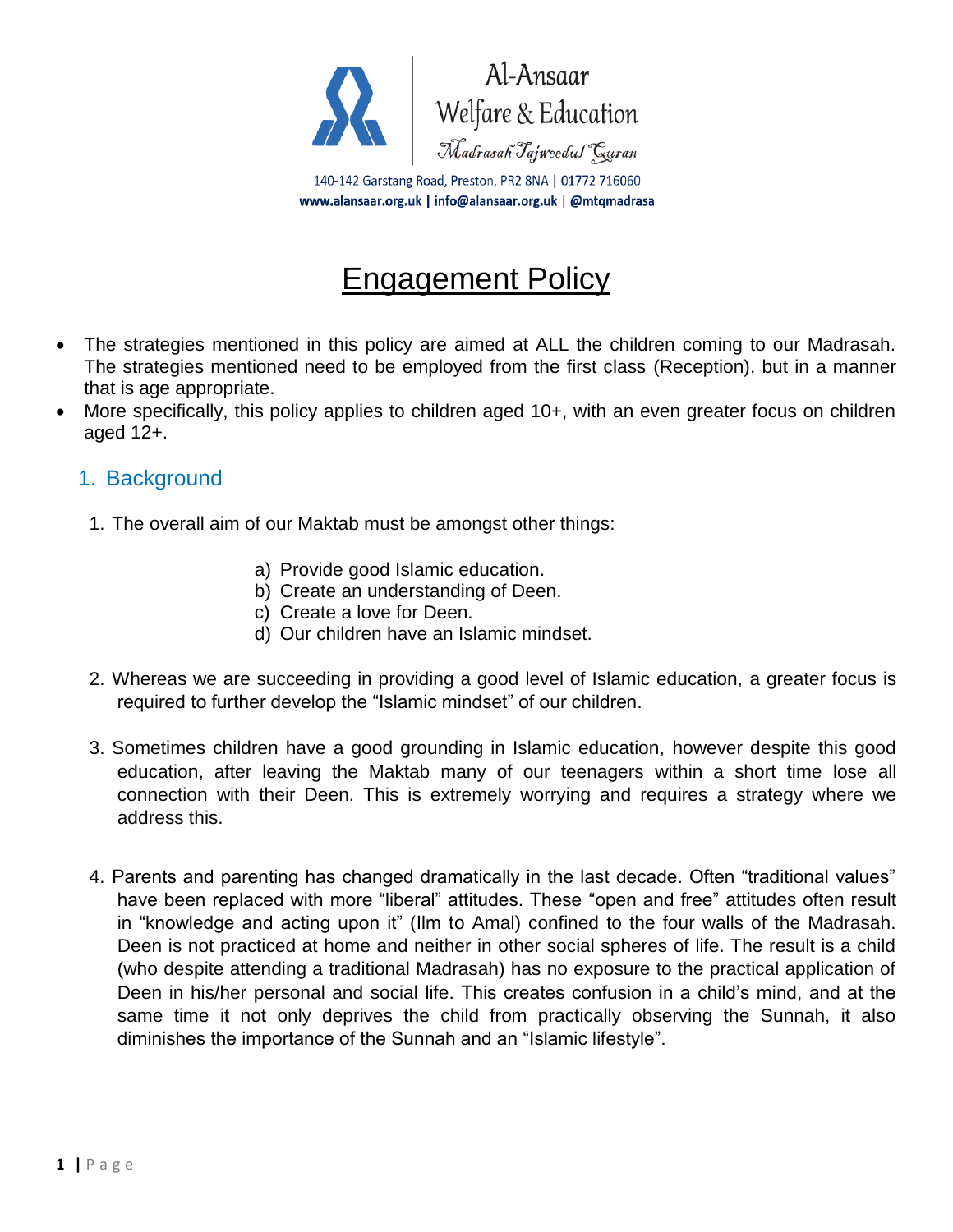Al-Ansaar
Welfare & Education
*Madrasah Tajweedul Quran*

140-142 Garstang Road, Preston, PR2 8NA | 01772 716060
**www.alansaar.org.uk | info@alansaar.org.uk | @mtqmadrasa**

# Engagement Policy

- The strategies mentioned in this policy are aimed at ALL the children coming to our Madrasah. The strategies mentioned need to be employed from the first class (Reception), but in a manner that is age appropriate.
- More specifically, this policy applies to children aged 10+, with an even greater focus on children aged 12+.

## 1. Background

1. The overall aim of our Maktab must be amongst other things:

    a) Provide good Islamic education.
    b) Create an understanding of Deen.
    c) Create a love for Deen.
    d) Our children have an Islamic mindset.

2. Whereas we are succeeding in providing a good level of Islamic education, a greater focus is required to further develop the "Islamic mindset" of our children.

3. Sometimes children have a good grounding in Islamic education, however despite this good education, after leaving the Maktab many of our teenagers within a short time lose all connection with their Deen. This is extremely worrying and requires a strategy where we address this.

4. Parents and parenting has changed dramatically in the last decade. Often "traditional values" have been replaced with more "liberal" attitudes. These "open and free" attitudes often result in "knowledge and acting upon it" (Ilm to Amal) confined to the four walls of the Madrasah. Deen is not practiced at home and neither in other social spheres of life. The result is a child (who despite attending a traditional Madrasah) has no exposure to the practical application of Deen in his/her personal and social life. This creates confusion in a child's mind, and at the same time it not only deprives the child from practically observing the Sunnah, it also diminishes the importance of the Sunnah and an "Islamic lifestyle".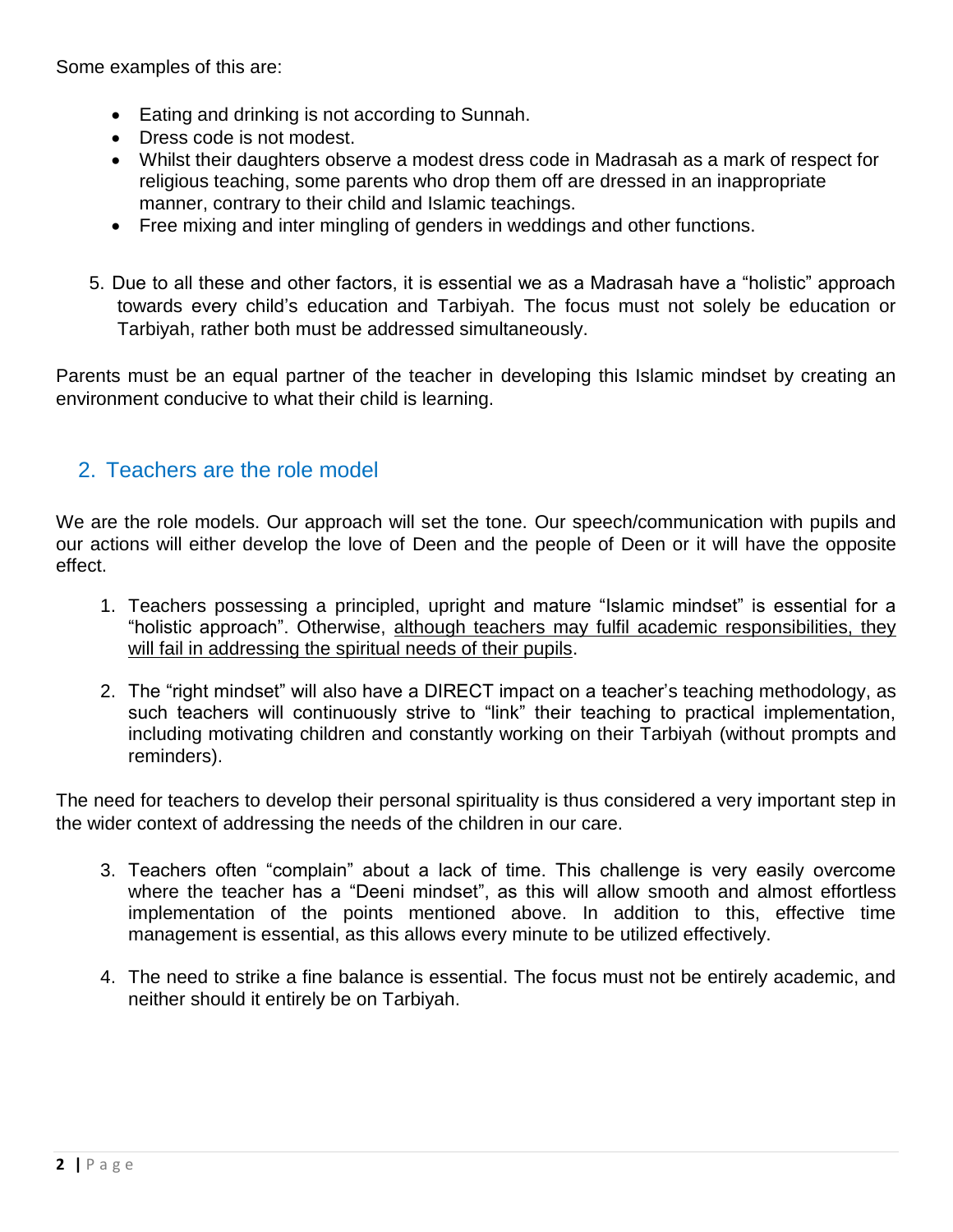Some examples of this are:

- Eating and drinking is not according to Sunnah.
- Dress code is not modest.
- Whilst their daughters observe a modest dress code in Madrasah as a mark of respect for religious teaching, some parents who drop them off are dressed in an inappropriate manner, contrary to their child and Islamic teachings.
- Free mixing and inter mingling of genders in weddings and other functions.

5. Due to all these and other factors, it is essential we as a Madrasah have a "holistic" approach towards every child's education and Tarbiyah. The focus must not solely be education or Tarbiyah, rather both must be addressed simultaneously.

Parents must be an equal partner of the teacher in developing this Islamic mindset by creating an environment conducive to what their child is learning.

## 2. Teachers are the role model

We are the role models. Our approach will set the tone. Our speech/communication with pupils and our actions will either develop the love of Deen and the people of Deen or it will have the opposite effect.

1. Teachers possessing a principled, upright and mature "Islamic mindset" is essential for a "holistic approach". Otherwise, <u>although teachers may fulfil academic responsibilities, they will fail in addressing the spiritual needs of their pupils</u>.

2. The "right mindset" will also have a DIRECT impact on a teacher's teaching methodology, as such teachers will continuously strive to "link" their teaching to practical implementation, including motivating children and constantly working on their Tarbiyah (without prompts and reminders).

The need for teachers to develop their personal spirituality is thus considered a very important step in the wider context of addressing the needs of the children in our care.

3. Teachers often "complain" about a lack of time. This challenge is very easily overcome where the teacher has a "Deeni mindset", as this will allow smooth and almost effortless implementation of the points mentioned above. In addition to this, effective time management is essential, as this allows every minute to be utilized effectively.

4. The need to strike a fine balance is essential. The focus must not be entirely academic, and neither should it entirely be on Tarbiyah.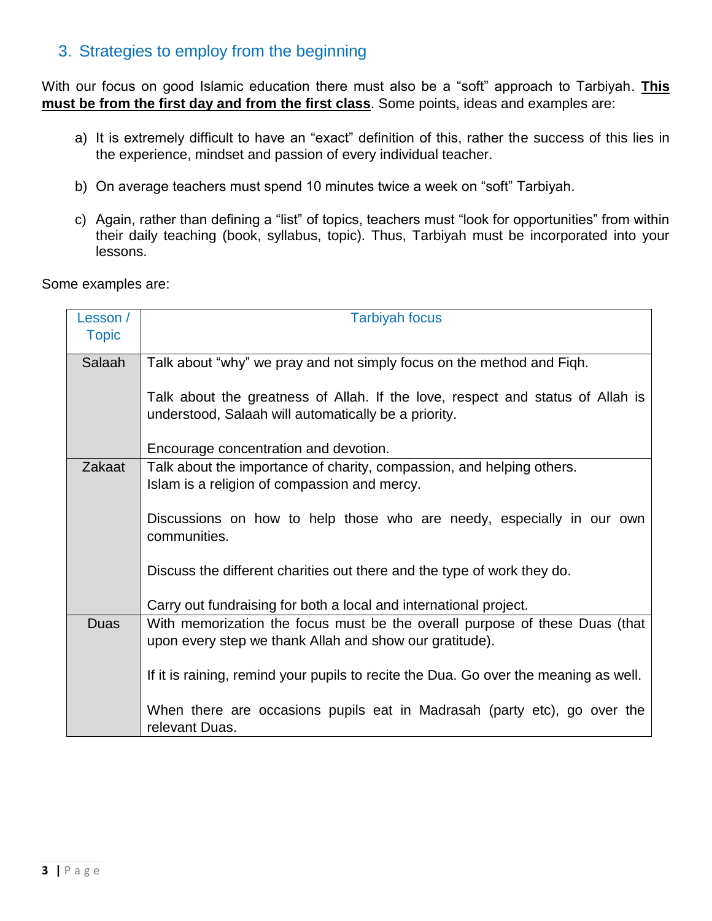## 3. Strategies to employ from the beginning

With our focus on good Islamic education there must also be a "soft" approach to Tarbiyah. **<u>This must be from the first day and from the first class</u>**. Some points, ideas and examples are:

a) It is extremely difficult to have an "exact" definition of this, rather the success of this lies in the experience, mindset and passion of every individual teacher.

b) On average teachers must spend 10 minutes twice a week on "soft" Tarbiyah.

c) Again, rather than defining a "list" of topics, teachers must "look for opportunities" from within their daily teaching (book, syllabus, topic). Thus, Tarbiyah must be incorporated into your lessons.

Some examples are:

| Lesson / Topic | Tarbiyah focus |
|---|---|
| Salaah | Talk about "why" we pray and not simply focus on the method and Fiqh.<br><br>Talk about the greatness of Allah. If the love, respect and status of Allah is understood, Salaah will automatically be a priority.<br><br>Encourage concentration and devotion. |
| Zakaat | Talk about the importance of charity, compassion, and helping others. Islam is a religion of compassion and mercy.<br><br>Discussions on how to help those who are needy, especially in our own communities.<br><br>Discuss the different charities out there and the type of work they do.<br><br>Carry out fundraising for both a local and international project. |
| Duas | With memorization the focus must be the overall purpose of these Duas (that upon every step we thank Allah and show our gratitude).<br><br>If it is raining, remind your pupils to recite the Dua. Go over the meaning as well.<br><br>When there are occasions pupils eat in Madrasah (party etc), go over the relevant Duas. |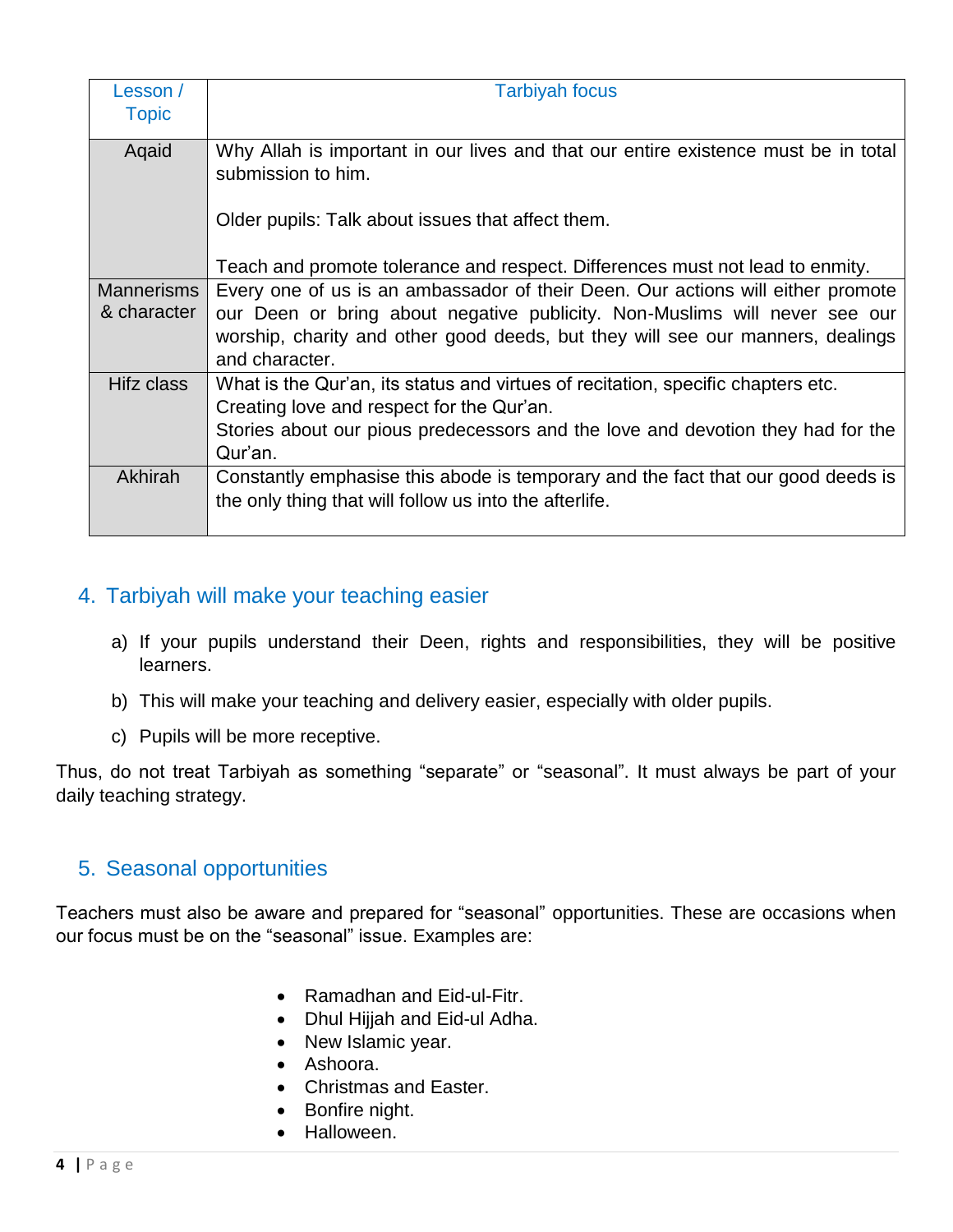| Lesson / Topic | Tarbiyah focus |
| --- | --- |
| Aqaid | Why Allah is important in our lives and that our entire existence must be in total submission to him.<br><br>Older pupils: Talk about issues that affect them.<br><br>Teach and promote tolerance and respect. Differences must not lead to enmity. |
| Mannerisms & character | Every one of us is an ambassador of their Deen. Our actions will either promote our Deen or bring about negative publicity. Non-Muslims will never see our worship, charity and other good deeds, but they will see our manners, dealings and character. |
| Hifz class | What is the Qur'an, its status and virtues of recitation, specific chapters etc.<br>Creating love and respect for the Qur'an.<br>Stories about our pious predecessors and the love and devotion they had for the Qur'an. |
| Akhirah | Constantly emphasise this abode is temporary and the fact that our good deeds is the only thing that will follow us into the afterlife. |

## 4. Tarbiyah will make your teaching easier

a) If your pupils understand their Deen, rights and responsibilities, they will be positive learners.

b) This will make your teaching and delivery easier, especially with older pupils.

c) Pupils will be more receptive.

Thus, do not treat Tarbiyah as something "separate" or "seasonal". It must always be part of your daily teaching strategy.

## 5. Seasonal opportunities

Teachers must also be aware and prepared for "seasonal" opportunities. These are occasions when our focus must be on the "seasonal" issue. Examples are:

- Ramadhan and Eid-ul-Fitr.
- Dhul Hijjah and Eid-ul Adha.
- New Islamic year.
- Ashoora.
- Christmas and Easter.
- Bonfire night.
- Halloween.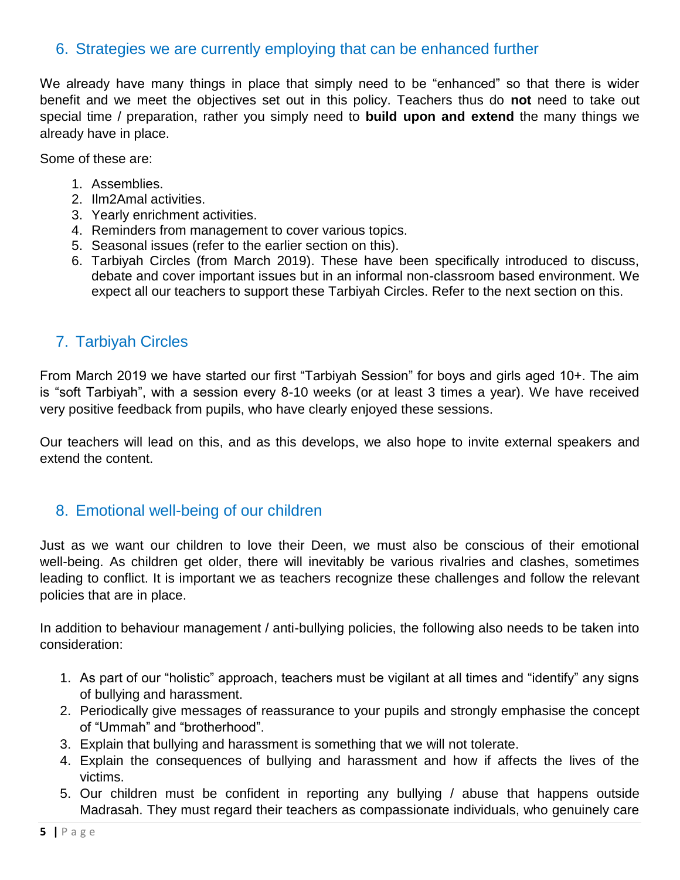## 6. Strategies we are currently employing that can be enhanced further

We already have many things in place that simply need to be "enhanced" so that there is wider benefit and we meet the objectives set out in this policy. Teachers thus do **not** need to take out special time / preparation, rather you simply need to **build upon and extend** the many things we already have in place.

Some of these are:

1. Assemblies.
2. Ilm2Amal activities.
3. Yearly enrichment activities.
4. Reminders from management to cover various topics.
5. Seasonal issues (refer to the earlier section on this).
6. Tarbiyah Circles (from March 2019). These have been specifically introduced to discuss, debate and cover important issues but in an informal non-classroom based environment. We expect all our teachers to support these Tarbiyah Circles. Refer to the next section on this.

## 7. Tarbiyah Circles

From March 2019 we have started our first "Tarbiyah Session" for boys and girls aged 10+. The aim is "soft Tarbiyah", with a session every 8-10 weeks (or at least 3 times a year). We have received very positive feedback from pupils, who have clearly enjoyed these sessions.

Our teachers will lead on this, and as this develops, we also hope to invite external speakers and extend the content.

## 8. Emotional well-being of our children

Just as we want our children to love their Deen, we must also be conscious of their emotional well-being. As children get older, there will inevitably be various rivalries and clashes, sometimes leading to conflict. It is important we as teachers recognize these challenges and follow the relevant policies that are in place.

In addition to behaviour management / anti-bullying policies, the following also needs to be taken into consideration:

1. As part of our "holistic" approach, teachers must be vigilant at all times and "identify" any signs of bullying and harassment.
2. Periodically give messages of reassurance to your pupils and strongly emphasise the concept of "Ummah" and "brotherhood".
3. Explain that bullying and harassment is something that we will not tolerate.
4. Explain the consequences of bullying and harassment and how if affects the lives of the victims.
5. Our children must be confident in reporting any bullying / abuse that happens outside Madrasah. They must regard their teachers as compassionate individuals, who genuinely care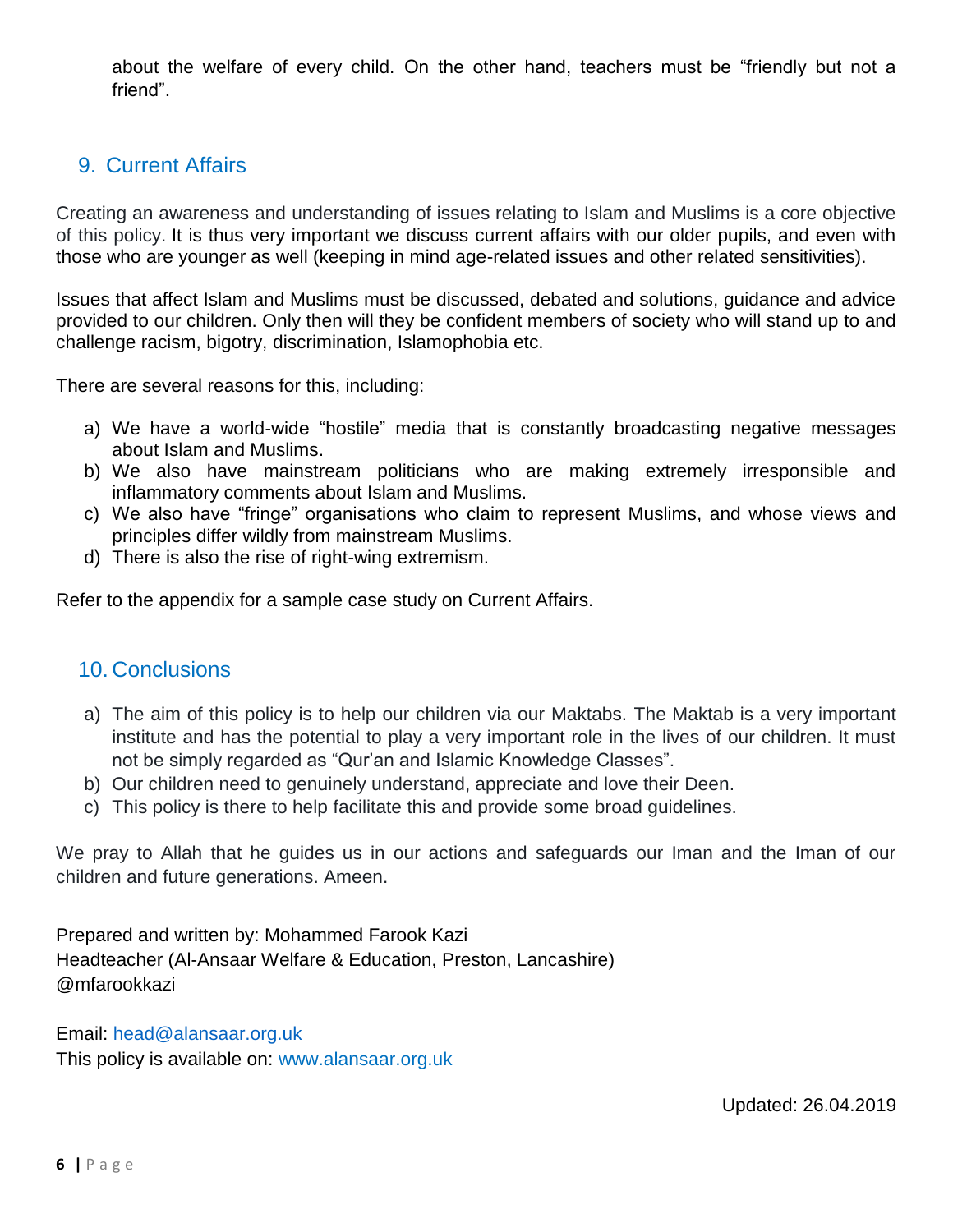about the welfare of every child. On the other hand, teachers must be "friendly but not a friend".

## 9. Current Affairs

Creating an awareness and understanding of issues relating to Islam and Muslims is a core objective of this policy. It is thus very important we discuss current affairs with our older pupils, and even with those who are younger as well (keeping in mind age-related issues and other related sensitivities).

Issues that affect Islam and Muslims must be discussed, debated and solutions, guidance and advice provided to our children. Only then will they be confident members of society who will stand up to and challenge racism, bigotry, discrimination, Islamophobia etc.

There are several reasons for this, including:

a) We have a world-wide "hostile" media that is constantly broadcasting negative messages about Islam and Muslims.
b) We also have mainstream politicians who are making extremely irresponsible and inflammatory comments about Islam and Muslims.
c) We also have "fringe" organisations who claim to represent Muslims, and whose views and principles differ wildly from mainstream Muslims.
d) There is also the rise of right-wing extremism.

Refer to the appendix for a sample case study on Current Affairs.

## 10. Conclusions

a) The aim of this policy is to help our children via our Maktabs. The Maktab is a very important institute and has the potential to play a very important role in the lives of our children. It must not be simply regarded as "Qur'an and Islamic Knowledge Classes".
b) Our children need to genuinely understand, appreciate and love their Deen.
c) This policy is there to help facilitate this and provide some broad guidelines.

We pray to Allah that he guides us in our actions and safeguards our Iman and the Iman of our children and future generations. Ameen.

Prepared and written by: Mohammed Farook Kazi
Headteacher (Al-Ansaar Welfare & Education, Preston, Lancashire)
@mfarookkazi

Email: head@alansaar.org.uk
This policy is available on: www.alansaar.org.uk

Updated: 26.04.2019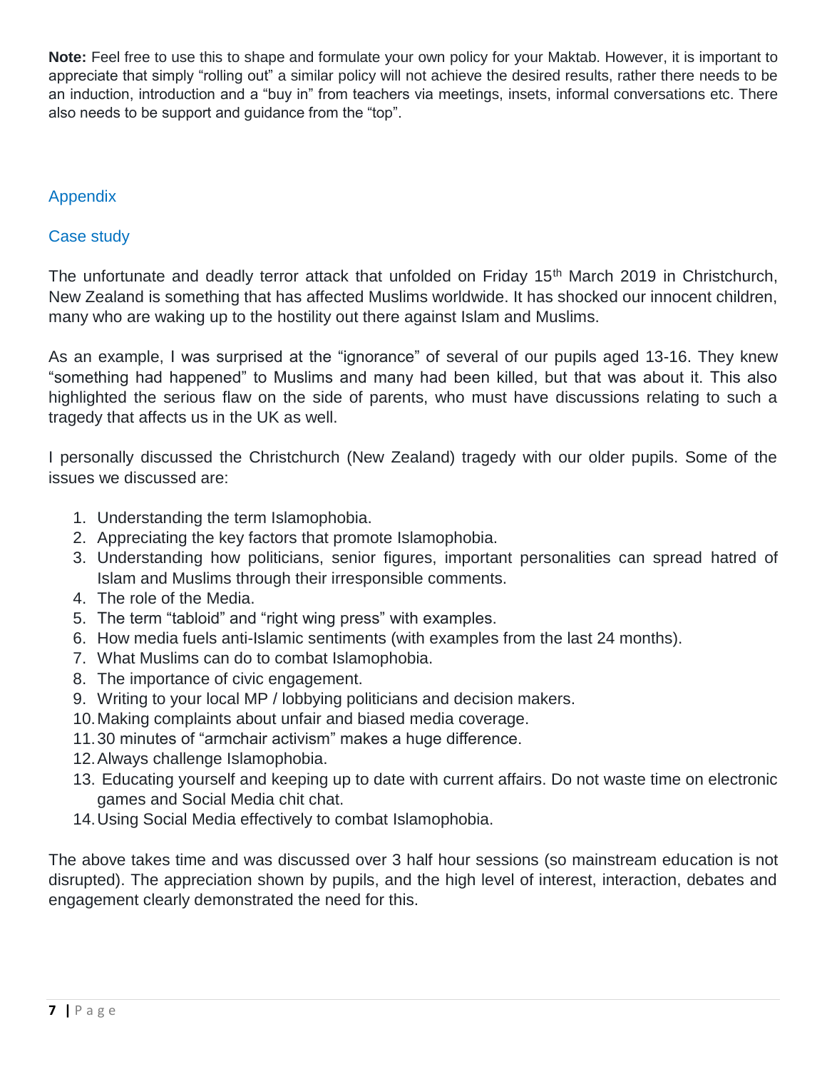**Note:** Feel free to use this to shape and formulate your own policy for your Maktab. However, it is important to appreciate that simply "rolling out" a similar policy will not achieve the desired results, rather there needs to be an induction, introduction and a "buy in" from teachers via meetings, insets, informal conversations etc. There also needs to be support and guidance from the "top".

## Appendix

### Case study

The unfortunate and deadly terror attack that unfolded on Friday 15th March 2019 in Christchurch, New Zealand is something that has affected Muslims worldwide. It has shocked our innocent children, many who are waking up to the hostility out there against Islam and Muslims.

As an example, I was surprised at the "ignorance" of several of our pupils aged 13-16. They knew "something had happened" to Muslims and many had been killed, but that was about it. This also highlighted the serious flaw on the side of parents, who must have discussions relating to such a tragedy that affects us in the UK as well.

I personally discussed the Christchurch (New Zealand) tragedy with our older pupils. Some of the issues we discussed are:

1. Understanding the term Islamophobia.
2. Appreciating the key factors that promote Islamophobia.
3. Understanding how politicians, senior figures, important personalities can spread hatred of Islam and Muslims through their irresponsible comments.
4. The role of the Media.
5. The term "tabloid" and "right wing press" with examples.
6. How media fuels anti-Islamic sentiments (with examples from the last 24 months).
7. What Muslims can do to combat Islamophobia.
8. The importance of civic engagement.
9. Writing to your local MP / lobbying politicians and decision makers.
10. Making complaints about unfair and biased media coverage.
11. 30 minutes of "armchair activism" makes a huge difference.
12. Always challenge Islamophobia.
13. Educating yourself and keeping up to date with current affairs. Do not waste time on electronic games and Social Media chit chat.
14. Using Social Media effectively to combat Islamophobia.

The above takes time and was discussed over 3 half hour sessions (so mainstream education is not disrupted). The appreciation shown by pupils, and the high level of interest, interaction, debates and engagement clearly demonstrated the need for this.